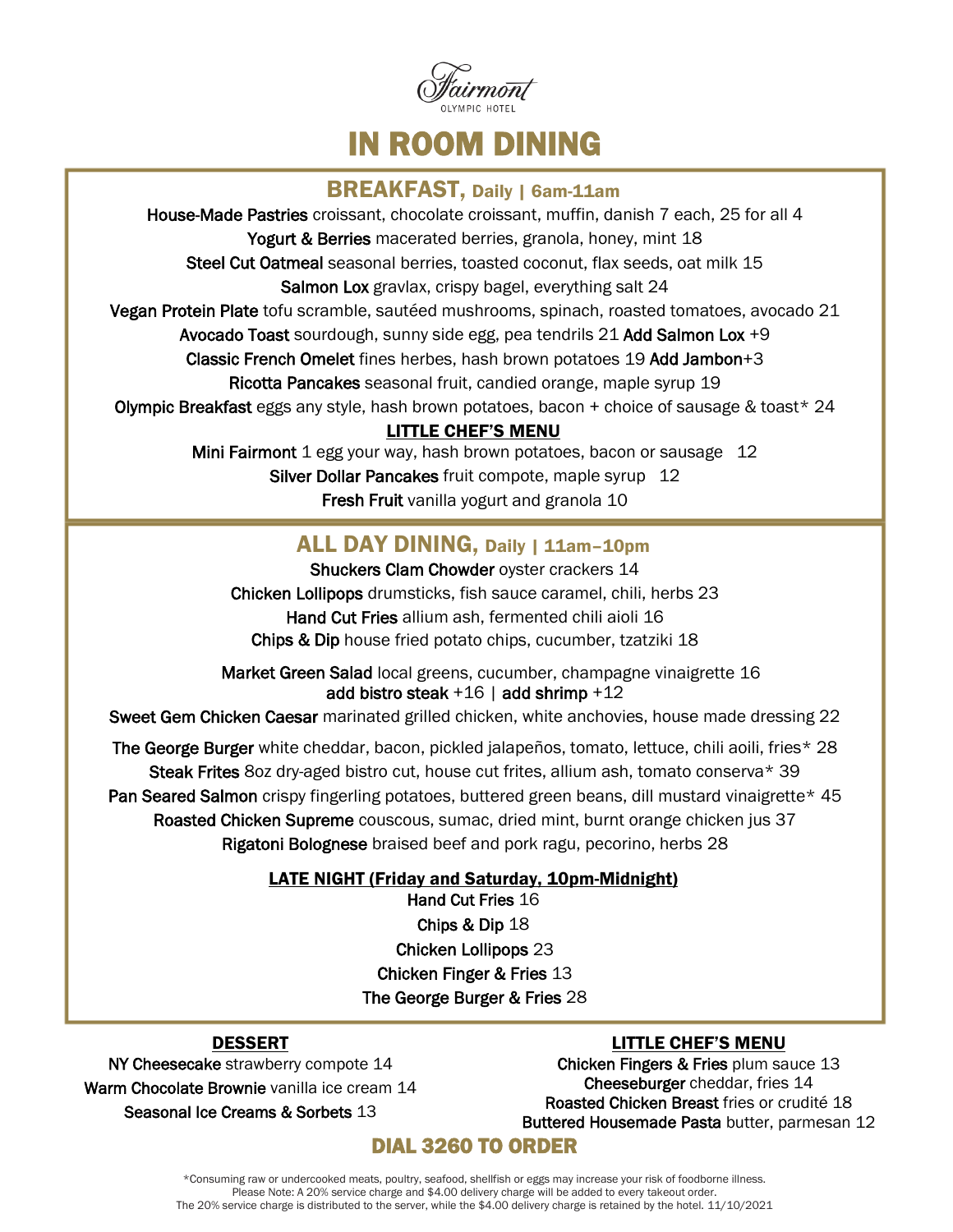Fairmont
OLYMPIC HOTEL

# IN ROOM DINING

## BREAKFAST, Daily | 6am-11am

**House-Made Pastries** croissant, chocolate croissant, muffin, danish 7 each, 25 for all 4

**Yogurt & Berries** macerated berries, granola, honey, mint 18

**Steel Cut Oatmeal** seasonal berries, toasted coconut, flax seeds, oat milk 15

**Salmon Lox** gravlax, crispy bagel, everything salt 24

**Vegan Protein Plate** tofu scramble, sautéed mushrooms, spinach, roasted tomatoes, avocado 21

**Avocado Toast** sourdough, sunny side egg, pea tendrils 21 **Add Salmon Lox** +9

**Classic French Omelet** fines herbes, hash brown potatoes 19 **Add Jambon**+3

**Ricotta Pancakes** seasonal fruit, candied orange, maple syrup 19

**Olympic Breakfast** eggs any style, hash brown potatoes, bacon + choice of sausage & toast* 24

### LITTLE CHEF'S MENU

**Mini Fairmont** 1 egg your way, hash brown potatoes, bacon or sausage 12

**Silver Dollar Pancakes** fruit compote, maple syrup 12

**Fresh Fruit** vanilla yogurt and granola 10

## ALL DAY DINING, Daily | 11am–10pm

**Shuckers Clam Chowder** oyster crackers 14

**Chicken Lollipops** drumsticks, fish sauce caramel, chili, herbs 23

**Hand Cut Fries** allium ash, fermented chili aioli 16

**Chips & Dip** house fried potato chips, cucumber, tzatziki 18

**Market Green Salad** local greens, cucumber, champagne vinaigrette 16
**add bistro steak** +16 | **add shrimp** +12

**Sweet Gem Chicken Caesar** marinated grilled chicken, white anchovies, house made dressing 22

**The George Burger** white cheddar, bacon, pickled jalapeños, tomato, lettuce, chili aoili, fries* 28

**Steak Frites** 8oz dry-aged bistro cut, house cut frites, allium ash, tomato conserva* 39

**Pan Seared Salmon** crispy fingerling potatoes, buttered green beans, dill mustard vinaigrette* 45

**Roasted Chicken Supreme** couscous, sumac, dried mint, burnt orange chicken jus 37

**Rigatoni Bolognese** braised beef and pork ragu, pecorino, herbs 28

### LATE NIGHT (Friday and Saturday, 10pm-Midnight)

**Hand Cut Fries** 16

**Chips & Dip** 18

**Chicken Lollipops** 23

**Chicken Finger & Fries** 13

**The George Burger & Fries** 28

### DESSERT

**NY Cheesecake** strawberry compote 14

**Warm Chocolate Brownie** vanilla ice cream 14

**Seasonal Ice Creams & Sorbets** 13

### LITTLE CHEF'S MENU

**Chicken Fingers & Fries** plum sauce 13

**Cheeseburger** cheddar, fries 14

**Roasted Chicken Breast** fries or crudité 18

**Buttered Housemade Pasta** butter, parmesan 12

## DIAL 3260 TO ORDER

*Consuming raw or undercooked meats, poultry, seafood, shellfish or eggs may increase your risk of foodborne illness.
Please Note: A 20% service charge and $4.00 delivery charge will be added to every takeout order.
The 20% service charge is distributed to the server, while the $4.00 delivery charge is retained by the hotel. 11/10/2021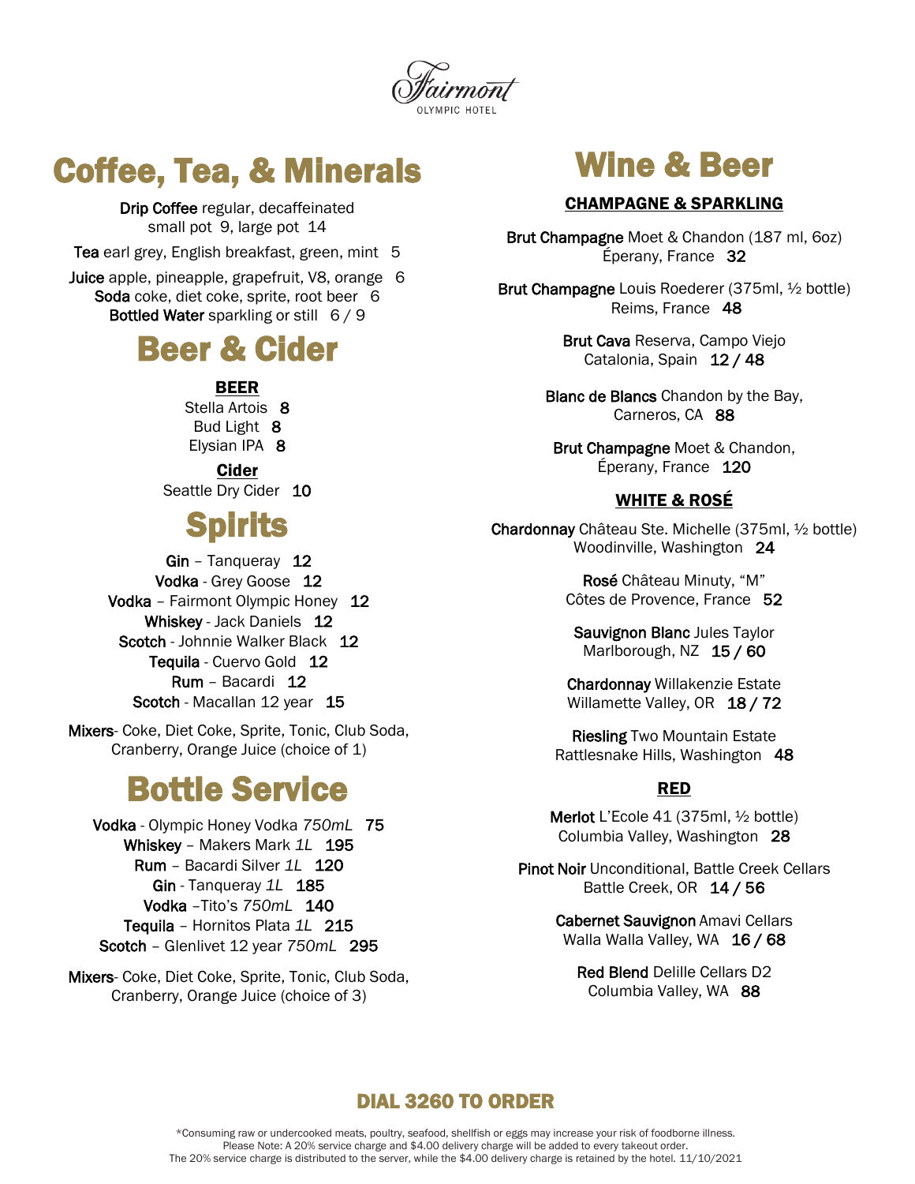Fairmont
OLYMPIC HOTEL

# Coffee, Tea, & Minerals

**Drip Coffee** regular, decaffeinated
small pot 9, large pot 14

**Tea** earl grey, English breakfast, green, mint 5

**Juice** apple, pineapple, grapefruit, V8, orange 6
**Soda** coke, diet coke, sprite, root beer 6
**Bottled Water** sparkling or still 6 / 9

# Beer & Cider

**BEER**
Stella Artois **8**
Bud Light **8**
Elysian IPA **8**

**Cider**
Seattle Dry Cider **10**

# Spirits

**Gin** – Tanqueray **12**
**Vodka** - Grey Goose **12**
**Vodka** – Fairmont Olympic Honey **12**
**Whiskey** - Jack Daniels **12**
**Scotch** - Johnnie Walker Black **12**
**Tequila** - Cuervo Gold **12**
**Rum** – Bacardi **12**
**Scotch** - Macallan 12 year **15**

**Mixers**- Coke, Diet Coke, Sprite, Tonic, Club Soda, Cranberry, Orange Juice (choice of 1)

# Bottle Service

**Vodka** - Olympic Honey Vodka *750mL* **75**
**Whiskey** – Makers Mark *1L* **195**
**Rum** – Bacardi Silver *1L* **120**
**Gin** - Tanqueray *1L* **185**
**Vodka** –Tito's *750mL* **140**
**Tequila** – Hornitos Plata *1L* **215**
**Scotch** – Glenlivet 12 year *750mL* **295**

**Mixers**- Coke, Diet Coke, Sprite, Tonic, Club Soda, Cranberry, Orange Juice (choice of 3)

# Wine & Beer

**CHAMPAGNE & SPARKLING**

**Brut Champagne** Moet & Chandon (187 ml, 6oz)
Éperany, France **32**

**Brut Champagne** Louis Roederer (375ml, ½ bottle)
Reims, France **48**

**Brut Cava** Reserva, Campo Viejo
Catalonia, Spain **12 / 48**

**Blanc de Blancs** Chandon by the Bay,
Carneros, CA **88**

**Brut Champagne** Moet & Chandon,
Éperany, France **120**

**WHITE & ROSÉ**

**Chardonnay** Château Ste. Michelle (375ml, ½ bottle)
Woodinville, Washington **24**

**Rosé** Château Minuty, "M"
Côtes de Provence, France **52**

**Sauvignon Blanc** Jules Taylor
Marlborough, NZ **15 / 60**

**Chardonnay** Willakenzie Estate
Willamette Valley, OR **18 / 72**

**Riesling** Two Mountain Estate
Rattlesnake Hills, Washington **48**

**RED**

**Merlot** L'Ecole 41 (375ml, ½ bottle)
Columbia Valley, Washington **28**

**Pinot Noir** Unconditional, Battle Creek Cellars
Battle Creek, OR **14 / 56**

**Cabernet Sauvignon** Amavi Cellars
Walla Walla Valley, WA **16 / 68**

**Red Blend** Delille Cellars D2
Columbia Valley, WA **88**

## DIAL 3260 TO ORDER

*Consuming raw or undercooked meats, poultry, seafood, shellfish or eggs may increase your risk of foodborne illness.
Please Note: A 20% service charge and $4.00 delivery charge will be added to every takeout order.
The 20% service charge is distributed to the server, while the $4.00 delivery charge is retained by the hotel. 11/10/2021